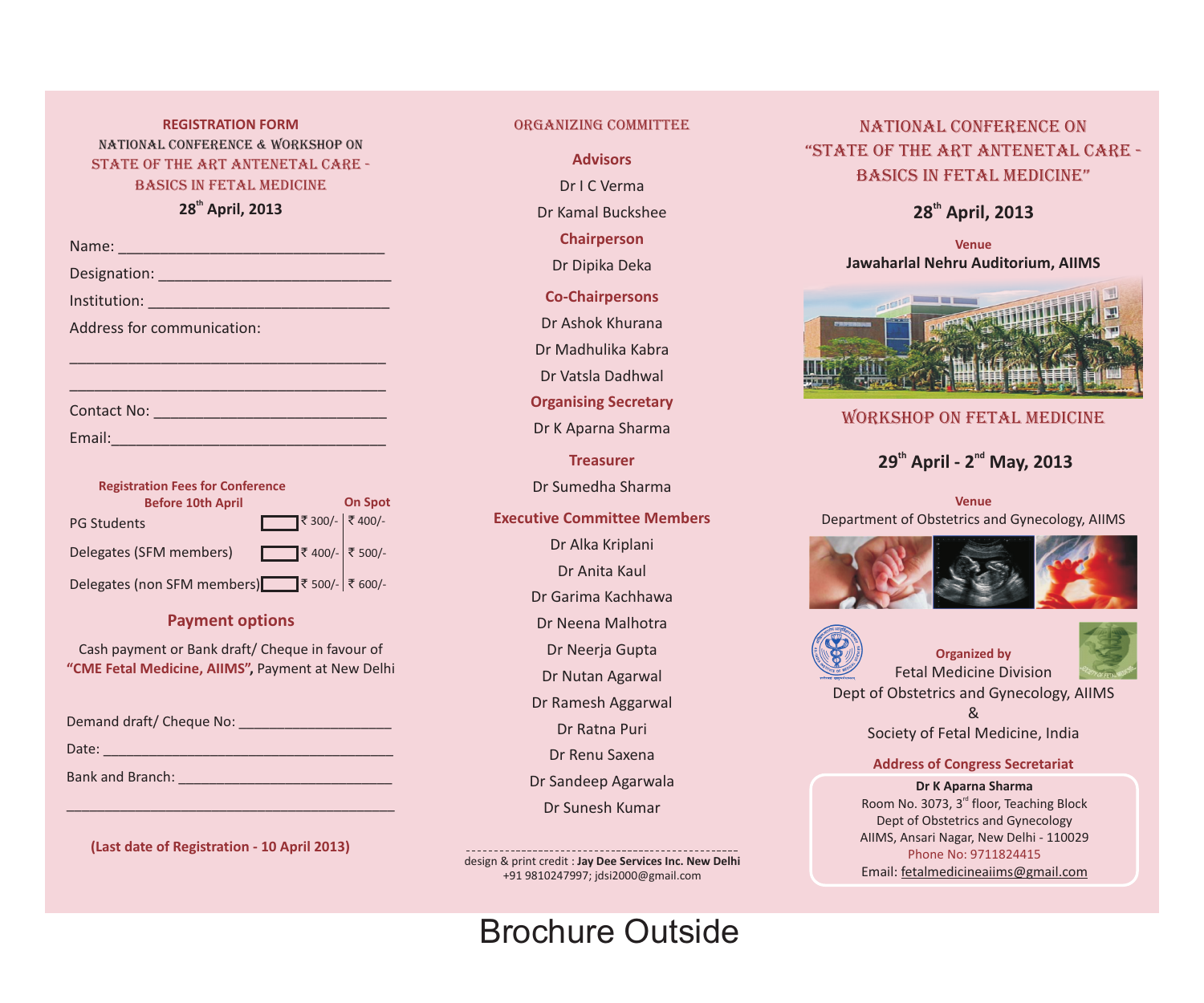## REGISTRATION FORM

NATIONAL CONFERENCE & WORKSHOP ON

STATE OF THE ART ANTENETAL CARE - BASICS IN FETAL MEDICINE

**28th April, 2013**

Name: ______________________________

Designation: ___________________________

Institution: ____________________________

Address for communication:

_________________________________________

_________________________________________

Contact No: ___________________________

Email:_______________________________

| Registration Fees for Conference | Before 10th April | On Spot |
|---|---|---|
| PG Students | ₹ 300/- | ₹ 400/- |
| Delegates (SFM members) | ₹ 400/- | ₹ 500/- |
| Delegates (non SFM members) | ₹ 500/- | ₹ 600/- |

### Payment options

Cash payment or Bank draft/ Cheque in favour of **"CME Fetal Medicine, AIIMS",** Payment at New Delhi

Demand draft/ Cheque No: ___________________

Date: ______________________________________

Bank and Branch: ___________________________

___________________________________________

**(Last date of Registration - 10 April 2013)**

## ORGANIZING COMMITTEE

**Advisors**

Dr I C Verma

Dr Kamal Buckshee

**Chairperson**

Dr Dipika Deka

**Co-Chairpersons**

Dr Ashok Khurana

Dr Madhulika Kabra

Dr Vatsla Dadhwal

**Organising Secretary**

Dr K Aparna Sharma

**Treasurer**

Dr Sumedha Sharma

**Executive Committee Members**

Dr Alka Kriplani

Dr Anita Kaul

Dr Garima Kachhawa

Dr Neena Malhotra

Dr Neerja Gupta

Dr Nutan Agarwal

Dr Ramesh Aggarwal

Dr Ratna Puri

Dr Renu Saxena

Dr Sandeep Agarwala

Dr Sunesh Kumar

design & print credit : **Jay Dee Services Inc. New Delhi**
+91 9810247997; jdsi2000@gmail.com

# NATIONAL CONFERENCE ON "STATE OF THE ART ANTENETAL CARE - BASICS IN FETAL MEDICINE"

**28th April, 2013**

**Venue**

**Jawaharlal Nehru Auditorium, AIIMS**

## WORKSHOP ON FETAL MEDICINE

**29th April - 2nd May, 2013**

**Venue**

Department of Obstetrics and Gynecology, AIIMS

**Organized by**

Fetal Medicine Division

Dept of Obstetrics and Gynecology, AIIMS

&

Society of Fetal Medicine, India

**Address of Congress Secretariat**

**Dr K Aparna Sharma**
Room No. 3073, 3rd floor, Teaching Block
Dept of Obstetrics and Gynecology
AIIMS, Ansari Nagar, New Delhi - 110029
Phone No: 9711824415
Email: fetalmedicineaiims@gmail.com

Brochure Outside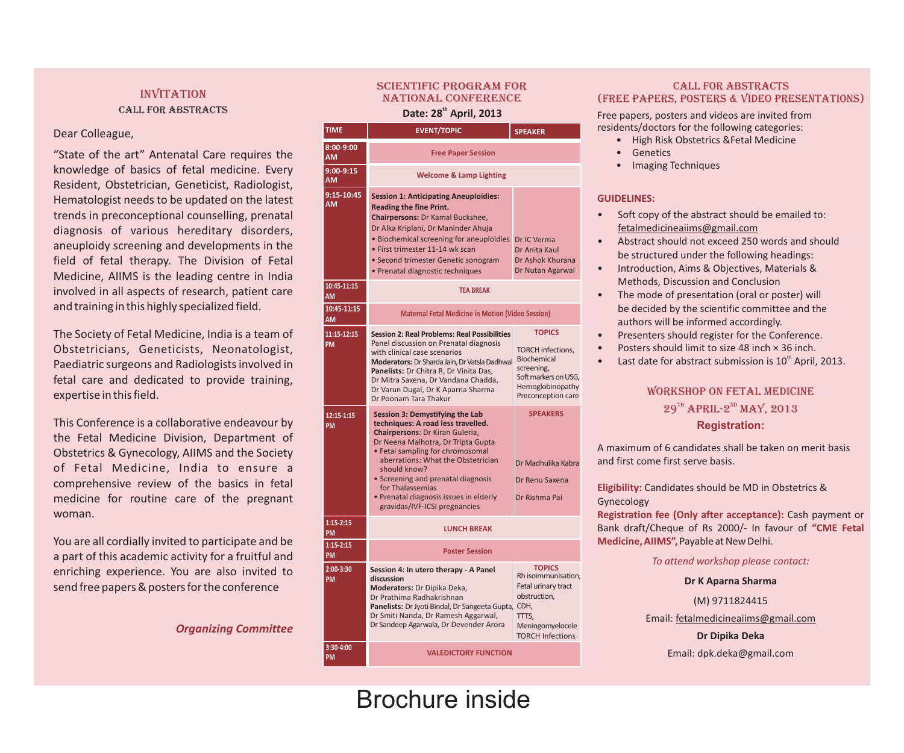## INVITATION

### CALL FOR ABSTRACTS

Dear Colleague,

“State of the art” Antenatal Care requires the knowledge of basics of fetal medicine. Every Resident, Obstetrician, Geneticist, Radiologist, Hematologist needs to be updated on the latest trends in preconceptional counselling, prenatal diagnosis of various hereditary disorders, aneuploidy screening and developments in the field of fetal therapy. The Division of Fetal Medicine, AIIMS is the leading centre in India involved in all aspects of research, patient care and training in this highly specialized field.

The Society of Fetal Medicine, India is a team of Obstetricians, Geneticists, Neonatologist, Paediatric surgeons and Radiologists involved in fetal care and dedicated to provide training, expertise in this field.

This Conference is a collaborative endeavour by the Fetal Medicine Division, Department of Obstetrics & Gynecology, AIIMS and the Society of Fetal Medicine, India to ensure a comprehensive review of the basics in fetal medicine for routine care of the pregnant woman.

You are all cordially invited to participate and be a part of this academic activity for a fruitful and enriching experience. You are also invited to send free papers & posters for the conference

***Organizing Committee***

## SCIENTIFIC PROGRAM FOR NATIONAL CONFERENCE

**Date: 28th April, 2013**

| TIME | EVENT/TOPIC | SPEAKER |
|---|---|---|
| 8:00-9:00 AM | **Free Paper Session** | |
| 9:00-9:15 AM | **Welcome & Lamp Lighting** | |
| 9:15-10:45 AM | **Session 1: Anticipating Aneuploidies: Reading the fine Print.** **Chairpersons:** Dr Kamal Buckshee, Dr Alka Kriplani, Dr Maninder Ahuja<br>• Biochemical screening for aneuploidies<br>• First trimester 11-14 wk scan<br>• Second trimester Genetic sonogram<br>• Prenatal diagnostic techniques | Dr IC Verma<br>Dr Anita Kaul<br>Dr Ashok Khurana<br>Dr Nutan Agarwal |
| 10:45-11:15 AM | **TEA BREAK** | |
| 10:45-11:15 AM | **Maternal Fetal Medicine in Motion (Video Session)** | |
| 11:15-12:15 PM | **Session 2: Real Problems: Real Possibilities** Panel discussion on Prenatal diagnosis with clinical case scenarios **Moderators:** Dr Sharda Jain, Dr Vatsla Dadhwal **Panelists:** Dr Chitra R, Dr Vinita Das, Dr Mitra Saxena, Dr Vandana Chadda, Dr Varun Dugal, Dr K Aparna Sharma Dr Poonam Tara Thakur | **TOPICS**<br>TORCH infections, Biochemical screening, Soft markers on USG, Hemoglobinopathy Preconception care |
| 12:15-1:15 PM | **Session 3: Demystifying the Lab techniques: A road less travelled.** **Chairpersons**: Dr Kiran Guleria, Dr Neena Malhotra, Dr Tripta Gupta<br>• Fetal sampling for chromosomal aberrations: What the Obstetrician should know?<br>• Screening and prenatal diagnosis for Thalassemias<br>• Prenatal diagnosis issues in elderly gravidas/IVF-ICSI pregnancies | **SPEAKERS**<br>Dr Madhulika Kabra<br>Dr Renu Saxena<br>Dr Rishma Pai |
| 1:15-2:15 PM | **LUNCH BREAK** | |
| 1:15-2:15 PM | **Poster Session** | |
| 2:00-3:30 PM | **Session 4: In utero therapy - A Panel discussion** **Moderators:** Dr Dipika Deka, Dr Prathima Radhakrishnan **Panelists:** Dr Jyoti Bindal, Dr Sangeeta Gupta, Dr Smiti Nanda, Dr Ramesh Aggarwal, Dr Sandeep Agarwala, Dr Devender Arora | **TOPICS**<br>Rh isoimmunisation, Fetal urinary tract obstruction, CDH, TTTS, Meningomyelocele TORCH Infections |
| 3:30-4:00 PM | **VALEDICTORY FUNCTION** | |

## CALL FOR ABSTRACTS (FREE PAPERS, POSTERS & VIDEO PRESENTATIONS)

Free papers, posters and videos are invited from residents/doctors for the following categories:

- High Risk Obstetrics &Fetal Medicine
- Genetics
- Imaging Techniques

**GUIDELINES:**

- Soft copy of the abstract should be emailed to: fetalmedicineaiims@gmail.com
- Abstract should not exceed 250 words and should be structured under the following headings:
- Introduction, Aims & Objectives, Materials & Methods, Discussion and Conclusion
- The mode of presentation (oral or poster) will be decided by the scientific committee and the authors will be informed accordingly.
- Presenters should register for the Conference.
- Posters should limit to size 48 inch × 36 inch.
- Last date for abstract submission is 10th April, 2013.

## WORKSHOP ON FETAL MEDICINE

### 29th APRIL-2nd MAY, 2013

**Registration:**

A maximum of 6 candidates shall be taken on merit basis and first come first serve basis.

**Eligibility:** Candidates should be MD in Obstetrics & Gynecology

**Registration fee (Only after acceptance):** Cash payment or Bank draft/Cheque of Rs 2000/- In favour of **“CME Fetal Medicine, AIIMS”,** Payable at New Delhi.

*To attend workshop please contact:*

**Dr K Aparna Sharma**

(M) 9711824415

Email: fetalmedicineaiims@gmail.com

**Dr Dipika Deka**

Email: dpk.deka@gmail.com

Brochure inside